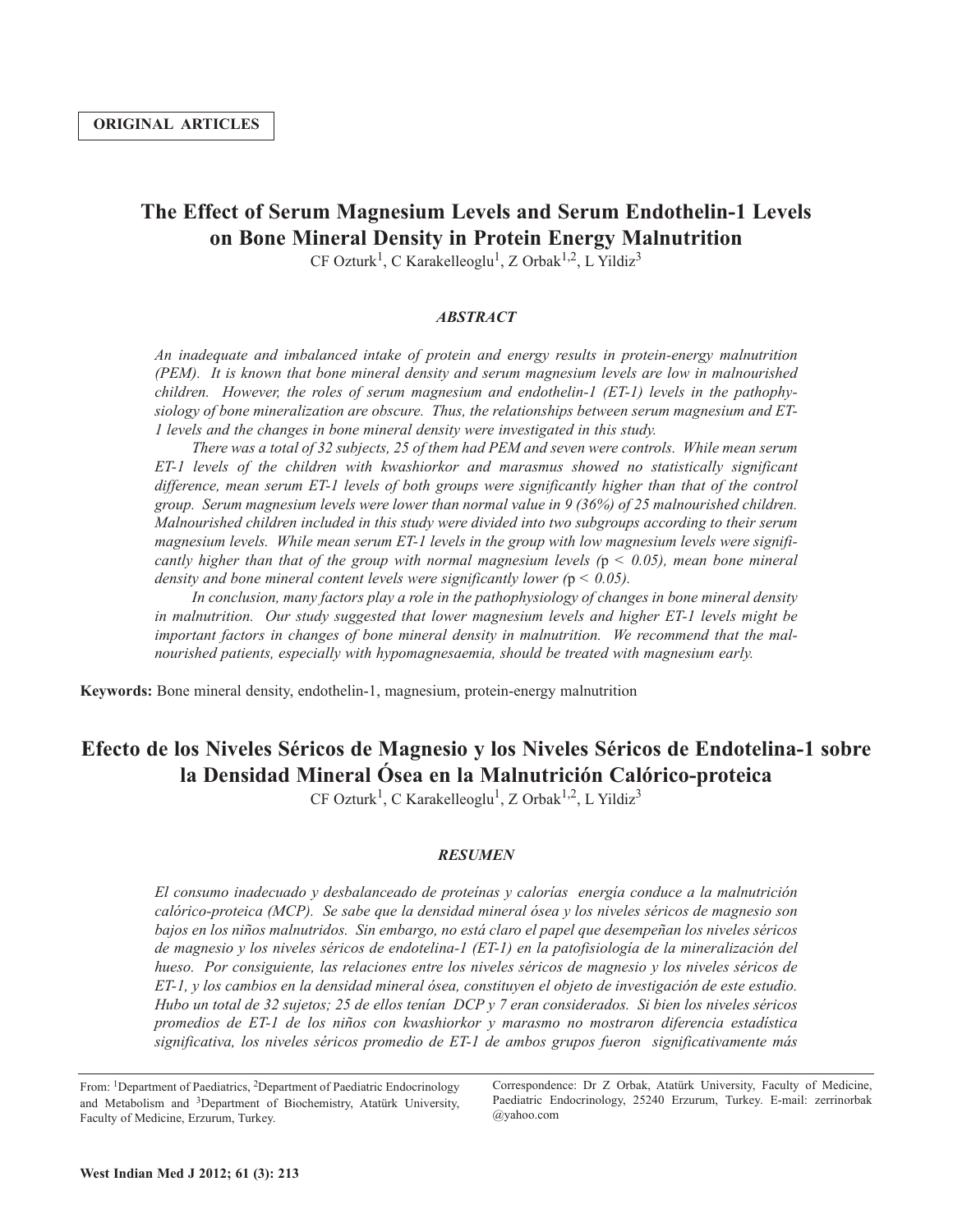**ORIGINAL ARTICLES**

# The Effect of Serum Magnesium Levels and Serum Endothelin-1 Levels on Bone Mineral Density in Protein Energy Malnutrition

CF Ozturk[1], C Karakelleoglu[1], Z Orbak[1,2], L Yildiz[3]

### *ABSTRACT*

*An inadequate and imbalanced intake of protein and energy results in protein-energy malnutrition (PEM). It is known that bone mineral density and serum magnesium levels are low in malnourished children. However, the roles of serum magnesium and endothelin-1 (ET-1) levels in the pathophysiology of bone mineralization are obscure. Thus, the relationships between serum magnesium and ET-1 levels and the changes in bone mineral density were investigated in this study.*

*There was a total of 32 subjects, 25 of them had PEM and seven were controls. While mean serum ET-1 levels of the children with kwashiorkor and marasmus showed no statistically significant difference, mean serum ET-1 levels of both groups were significantly higher than that of the control group. Serum magnesium levels were lower than normal value in 9 (36%) of 25 malnourished children. Malnourished children included in this study were divided into two subgroups according to their serum magnesium levels. While mean serum ET-1 levels in the group with low magnesium levels were significantly higher than that of the group with normal magnesium levels ($p < 0.05$), mean bone mineral density and bone mineral content levels were significantly lower ($p < 0.05$).*

*In conclusion, many factors play a role in the pathophysiology of changes in bone mineral density in malnutrition. Our study suggested that lower magnesium levels and higher ET-1 levels might be important factors in changes of bone mineral density in malnutrition. We recommend that the malnourished patients, especially with hypomagnesaemia, should be treated with magnesium early.*

**Keywords:** Bone mineral density, endothelin-1, magnesium, protein-energy malnutrition

# Efecto de los Niveles Séricos de Magnesio y los Niveles Séricos de Endotelina-1 sobre la Densidad Mineral Ósea en la Malnutrición Calórico-proteica

CF Ozturk[1], C Karakelleoglu[1], Z Orbak[1,2], L Yildiz[3]

### *RESUMEN*

*El consumo inadecuado y desbalanceado de proteínas y calorías energía conduce a la malnutrición calórico-proteica (MCP). Se sabe que la densidad mineral ósea y los niveles séricos de magnesio son bajos en los niños malnutridos. Sin embargo, no está claro el papel que desempeñan los niveles séricos de magnesio y los niveles séricos de endotelina-1 (ET-1) en la patofisiología de la mineralización del hueso. Por consiguiente, las relaciones entre los niveles séricos de magnesio y los niveles séricos de ET-1, y los cambios en la densidad mineral ósea, constituyen el objeto de investigación de este estudio. Hubo un total de 32 sujetos; 25 de ellos tenían DCP y 7 eran considerados. Si bien los niveles séricos promedios de ET-1 de los niños con kwashiorkor y marasmo no mostraron diferencia estadística significativa, los niveles séricos promedio de ET-1 de ambos grupos fueron significativamente más*

From: [1]Department of Paediatrics, [2]Department of Paediatric Endocrinology and Metabolism and [3]Department of Biochemistry, Atatürk University, Faculty of Medicine, Erzurum, Turkey.

Correspondence: Dr Z Orbak, Atatürk University, Faculty of Medicine, Paediatric Endocrinology, 25240 Erzurum, Turkey. E-mail: zerrinorbak @yahoo.com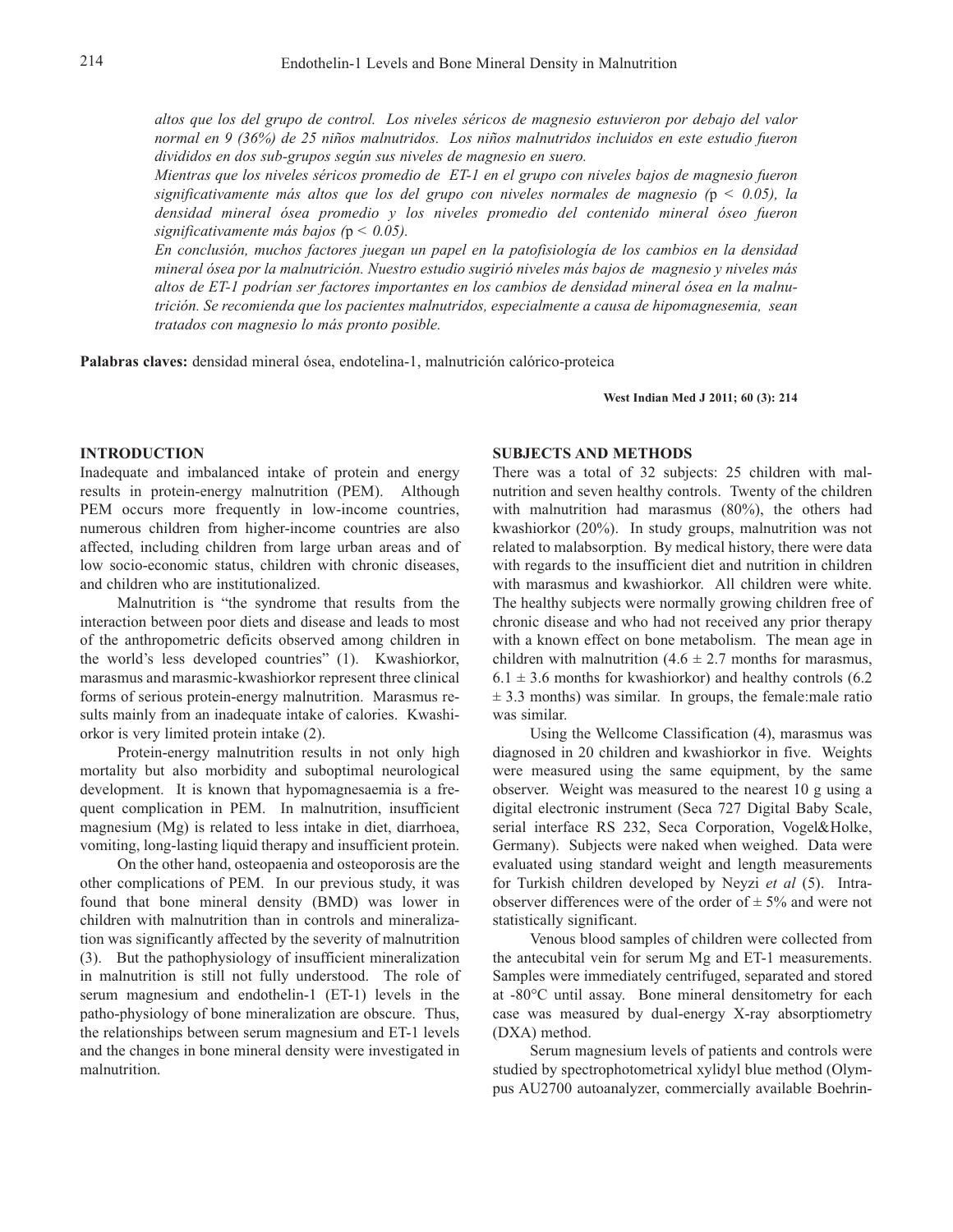*altos que los del grupo de control. Los niveles séricos de magnesio estuvieron por debajo del valor normal en 9 (36%) de 25 niños malnutridos. Los niños malnutridos incluidos en este estudio fueron divididos en dos sub-grupos según sus niveles de magnesio en suero.*

*Mientras que los niveles séricos promedio de ET-1 en el grupo con niveles bajos de magnesio fueron significativamente más altos que los del grupo con niveles normales de magnesio (*$p < 0.05$*), la densidad mineral ósea promedio y los niveles promedio del contenido mineral óseo fueron significativamente más bajos (*$p < 0.05$*).*

*En conclusión, muchos factores juegan un papel en la patofisiología de los cambios en la densidad mineral ósea por la malnutrición. Nuestro estudio sugirió niveles más bajos de magnesio y niveles más altos de ET-1 podrían ser factores importantes en los cambios de densidad mineral ósea en la malnutrición. Se recomienda que los pacientes malnutridos, especialmente a causa de hipomagnesemia, sean tratados con magnesio lo más pronto posible.*

**Palabras claves:** densidad mineral ósea, endotelina-1, malnutrición calórico-proteica

**West Indian Med J 2011; 60 (3): 214**

## INTRODUCTION

Inadequate and imbalanced intake of protein and energy results in protein-energy malnutrition (PEM). Although PEM occurs more frequently in low-income countries, numerous children from higher-income countries are also affected, including children from large urban areas and of low socio-economic status, children with chronic diseases, and children who are institutionalized.

Malnutrition is "the syndrome that results from the interaction between poor diets and disease and leads to most of the anthropometric deficits observed among children in the world's less developed countries" (1). Kwashiorkor, marasmus and marasmic-kwashiorkor represent three clinical forms of serious protein-energy malnutrition. Marasmus results mainly from an inadequate intake of calories. Kwashiorkor is very limited protein intake (2).

Protein-energy malnutrition results in not only high mortality but also morbidity and suboptimal neurological development. It is known that hypomagnesaemia is a frequent complication in PEM. In malnutrition, insufficient magnesium (Mg) is related to less intake in diet, diarrhoea, vomiting, long-lasting liquid therapy and insufficient protein.

On the other hand, osteopaenia and osteoporosis are the other complications of PEM. In our previous study, it was found that bone mineral density (BMD) was lower in children with malnutrition than in controls and mineralization was significantly affected by the severity of malnutrition (3). But the pathophysiology of insufficient mineralization in malnutrition is still not fully understood. The role of serum magnesium and endothelin-1 (ET-1) levels in the patho-physiology of bone mineralization are obscure. Thus, the relationships between serum magnesium and ET-1 levels and the changes in bone mineral density were investigated in malnutrition.

## SUBJECTS AND METHODS

There was a total of 32 subjects: 25 children with malnutrition and seven healthy controls. Twenty of the children with malnutrition had marasmus (80%), the others had kwashiorkor (20%). In study groups, malnutrition was not related to malabsorption. By medical history, there were data with regards to the insufficient diet and nutrition in children with marasmus and kwashiorkor. All children were white. The healthy subjects were normally growing children free of chronic disease and who had not received any prior therapy with a known effect on bone metabolism. The mean age in children with malnutrition ($4.6 \pm 2.7$ months for marasmus, $6.1 \pm 3.6$ months for kwashiorkor) and healthy controls ($6.2 \pm 3.3$ months) was similar. In groups, the female:male ratio was similar.

Using the Wellcome Classification (4), marasmus was diagnosed in 20 children and kwashiorkor in five. Weights were measured using the same equipment, by the same observer. Weight was measured to the nearest 10 g using a digital electronic instrument (Seca 727 Digital Baby Scale, serial interface RS 232, Seca Corporation, Vogel&Holke, Germany). Subjects were naked when weighed. Data were evaluated using standard weight and length measurements for Turkish children developed by Neyzi *et al* (5). Intra-observer differences were of the order of $\pm$ 5% and were not statistically significant.

Venous blood samples of children were collected from the antecubital vein for serum Mg and ET-1 measurements. Samples were immediately centrifuged, separated and stored at -80°C until assay. Bone mineral densitometry for each case was measured by dual-energy X-ray absorptiometry (DXA) method.

Serum magnesium levels of patients and controls were studied by spectrophotometrical xylidyl blue method (Olympus AU2700 autoanalyzer, commercially available Boehrin-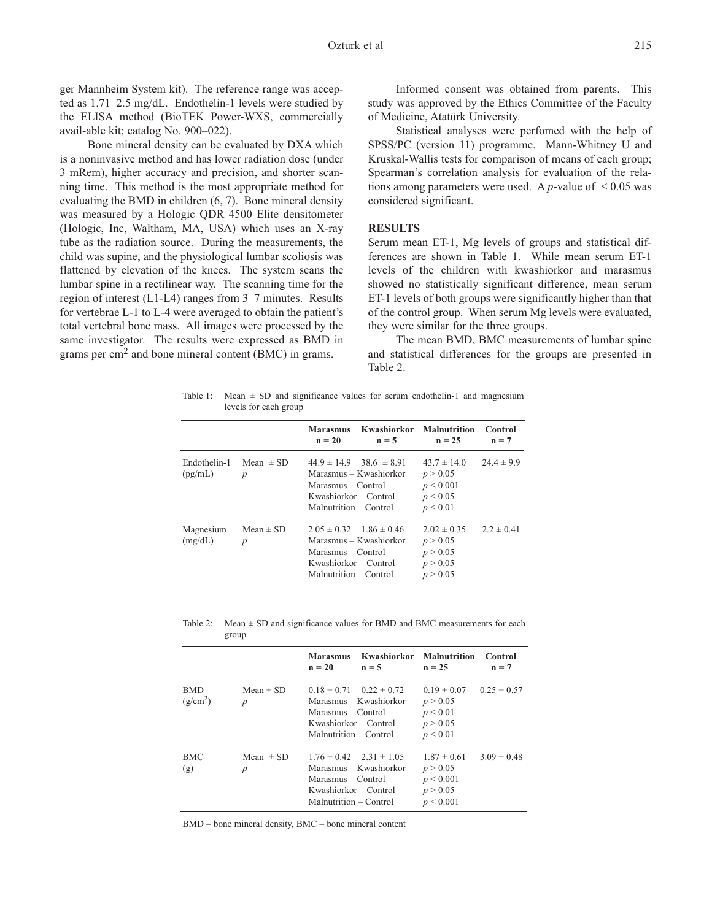ger Mannheim System kit). The reference range was accepted as 1.71–2.5 mg/dL. Endothelin-1 levels were studied by the ELISA method (BioTEK Power-WXS, commercially avail-able kit; catalog No. 900–022).

Bone mineral density can be evaluated by DXA which is a noninvasive method and has lower radiation dose (under 3 mRem), higher accuracy and precision, and shorter scanning time. This method is the most appropriate method for evaluating the BMD in children (6, 7). Bone mineral density was measured by a Hologic QDR 4500 Elite densitometer (Hologic, Inc, Waltham, MA, USA) which uses an X-ray tube as the radiation source. During the measurements, the child was supine, and the physiological lumbar scoliosis was flattened by elevation of the knees. The system scans the lumbar spine in a rectilinear way. The scanning time for the region of interest (L1-L4) ranges from 3–7 minutes. Results for vertebrae L-1 to L-4 were averaged to obtain the patient's total vertebral bone mass. All images were processed by the same investigator. The results were expressed as BMD in grams per $cm^2$ and bone mineral content (BMC) in grams.

Informed consent was obtained from parents. This study was approved by the Ethics Committee of the Faculty of Medicine, Atatürk University.

Statistical analyses were perfomed with the help of SPSS/PC (version 11) programme. Mann-Whitney U and Kruskal-Wallis tests for comparison of means of each group; Spearman's correlation analysis for evaluation of the relations among parameters were used. A $p$-value of $< 0.05$ was considered significant.

## RESULTS

Serum mean ET-1, Mg levels of groups and statistical differences are shown in Table 1. While mean serum ET-1 levels of the children with kwashiorkor and marasmus showed no statistically significant difference, mean serum ET-1 levels of both groups were significantly higher than that of the control group. When serum Mg levels were evaluated, they were similar for the three groups.

The mean BMD, BMC measurements of lumbar spine and statistical differences for the groups are presented in Table 2.

Table 1: Mean ± SD and significance values for serum endothelin-1 and magnesium levels for each group

| | | Marasmus n = 20 | Kwashiorkor n = 5 | Malnutrition n = 25 | Control n = 7 |
|---|---|---|---|---|---|
| Endothelin-1 (pg/mL) | Mean ± SD | 44.9 ± 14.9 | 38.6 ± 8.91 | 43.7 ± 14.0 | 24.4 ± 9.9 |
| | $p$ | Marasmus – Kwashiorkor | | $p > 0.05$ | |
| | | Marasmus – Control | | $p < 0.001$ | |
| | | Kwashiorkor – Control | | $p < 0.05$ | |
| | | Malnutrition – Control | | $p < 0.01$ | |
| Magnesium (mg/dL) | Mean ± SD | 2.05 ± 0.32 | 1.86 ± 0.46 | 2.02 ± 0.35 | 2.2 ± 0.41 |
| | $p$ | Marasmus – Kwashiorkor | | $p > 0.05$ | |
| | | Marasmus – Control | | $p > 0.05$ | |
| | | Kwashiorkor – Control | | $p > 0.05$ | |
| | | Malnutrition – Control | | $p > 0.05$ | |

Table 2: Mean ± SD and significance values for BMD and BMC measurements for each group

| | | Marasmus n = 20 | Kwashiorkor n = 5 | Malnutrition n = 25 | Control n = 7 |
|---|---|---|---|---|---|
| BMD ($g/cm^2$) | Mean ± SD | 0.18 ± 0.71 | 0.22 ± 0.72 | 0.19 ± 0.07 | 0.25 ± 0.57 |
| | $p$ | Marasmus – Kwashiorkor | | $p > 0.05$ | |
| | | Marasmus – Control | | $p < 0.01$ | |
| | | Kwashiorkor – Control | | $p > 0.05$ | |
| | | Malnutrition – Control | | $p < 0.01$ | |
| BMC (g) | Mean ± SD | 1.76 ± 0.42 | 2.31 ± 1.05 | 1.87 ± 0.61 | 3.09 ± 0.48 |
| | $p$ | Marasmus – Kwashiorkor | | $p > 0.05$ | |
| | | Marasmus – Control | | $p < 0.001$ | |
| | | Kwashiorkor – Control | | $p > 0.05$ | |
| | | Malnutrition – Control | | $p < 0.001$ | |

BMD – bone mineral density, BMC – bone mineral content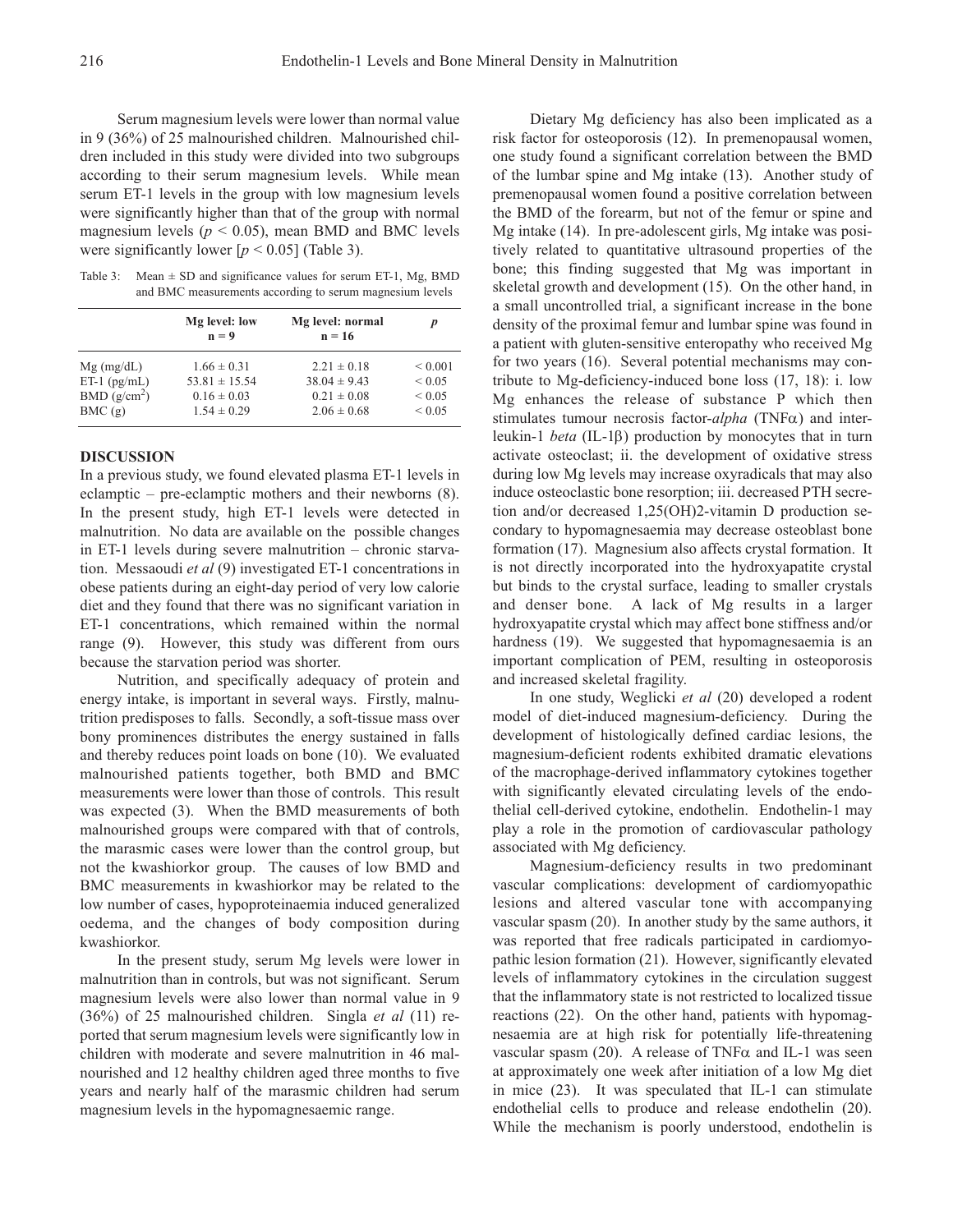Serum magnesium levels were lower than normal value in 9 (36%) of 25 malnourished children. Malnourished children included in this study were divided into two subgroups according to their serum magnesium levels. While mean serum ET-1 levels in the group with low magnesium levels were significantly higher than that of the group with normal magnesium levels ($p < 0.05$), mean BMD and BMC levels were significantly lower [$p < 0.05$] (Table 3).

Table 3: Mean ± SD and significance values for serum ET-1, Mg, BMD and BMC measurements according to serum magnesium levels

| | Mg level: low n = 9 | Mg level: normal n = 16 | *p* |
|---|---|---|---|
| Mg (mg/dL) | 1.66 ± 0.31 | 2.21 ± 0.18 | < 0.001 |
| ET-1 (pg/mL) | 53.81 ± 15.54 | 38.04 ± 9.43 | < 0.05 |
| BMD ($g/cm^2$) | 0.16 ± 0.03 | 0.21 ± 0.08 | < 0.05 |
| BMC (g) | 1.54 ± 0.29 | 2.06 ± 0.68 | < 0.05 |

## DISCUSSION

In a previous study, we found elevated plasma ET-1 levels in eclamptic – pre-eclamptic mothers and their newborns (8). In the present study, high ET-1 levels were detected in malnutrition. No data are available on the possible changes in ET-1 levels during severe malnutrition – chronic starvation. Messaoudi *et al* (9) investigated ET-1 concentrations in obese patients during an eight-day period of very low calorie diet and they found that there was no significant variation in ET-1 concentrations, which remained within the normal range (9). However, this study was different from ours because the starvation period was shorter.

Nutrition, and specifically adequacy of protein and energy intake, is important in several ways. Firstly, malnutrition predisposes to falls. Secondly, a soft-tissue mass over bony prominences distributes the energy sustained in falls and thereby reduces point loads on bone (10). We evaluated malnourished patients together, both BMD and BMC measurements were lower than those of controls. This result was expected (3). When the BMD measurements of both malnourished groups were compared with that of controls, the marasmic cases were lower than the control group, but not the kwashiorkor group. The causes of low BMD and BMC measurements in kwashiorkor may be related to the low number of cases, hypoproteinaemia induced generalized oedema, and the changes of body composition during kwashiorkor.

In the present study, serum Mg levels were lower in malnutrition than in controls, but was not significant. Serum magnesium levels were also lower than normal value in 9 (36%) of 25 malnourished children. Singla *et al* (11) reported that serum magnesium levels were significantly low in children with moderate and severe malnutrition in 46 malnourished and 12 healthy children aged three months to five years and nearly half of the marasmic children had serum magnesium levels in the hypomagnesaemic range.

Dietary Mg deficiency has also been implicated as a risk factor for osteoporosis (12). In premenopausal women, one study found a significant correlation between the BMD of the lumbar spine and Mg intake (13). Another study of premenopausal women found a positive correlation between the BMD of the forearm, but not of the femur or spine and Mg intake (14). In pre-adolescent girls, Mg intake was positively related to quantitative ultrasound properties of the bone; this finding suggested that Mg was important in skeletal growth and development (15). On the other hand, in a small uncontrolled trial, a significant increase in the bone density of the proximal femur and lumbar spine was found in a patient with gluten-sensitive enteropathy who received Mg for two years (16). Several potential mechanisms may contribute to Mg-deficiency-induced bone loss (17, 18): i. low Mg enhances the release of substance P which then stimulates tumour necrosis factor-*alpha* (TNF$\alpha$) and interleukin-1 *beta* (IL-1$\beta$) production by monocytes that in turn activate osteoclast; ii. the development of oxidative stress during low Mg levels may increase oxyradicals that may also induce osteoclastic bone resorption; iii. decreased PTH secretion and/or decreased 1,25(OH)2-vitamin D production secondary to hypomagnesaemia may decrease osteoblast bone formation (17). Magnesium also affects crystal formation. It is not directly incorporated into the hydroxyapatite crystal but binds to the crystal surface, leading to smaller crystals and denser bone. A lack of Mg results in a larger hydroxyapatite crystal which may affect bone stiffness and/or hardness (19). We suggested that hypomagnesaemia is an important complication of PEM, resulting in osteoporosis and increased skeletal fragility.

In one study, Weglicki *et al* (20) developed a rodent model of diet-induced magnesium-deficiency. During the development of histologically defined cardiac lesions, the magnesium-deficient rodents exhibited dramatic elevations of the macrophage-derived inflammatory cytokines together with significantly elevated circulating levels of the endothelial cell-derived cytokine, endothelin. Endothelin-1 may play a role in the promotion of cardiovascular pathology associated with Mg deficiency.

Magnesium-deficiency results in two predominant vascular complications: development of cardiomyopathic lesions and altered vascular tone with accompanying vascular spasm (20). In another study by the same authors, it was reported that free radicals participated in cardiomyopathic lesion formation (21). However, significantly elevated levels of inflammatory cytokines in the circulation suggest that the inflammatory state is not restricted to localized tissue reactions (22). On the other hand, patients with hypomagnesaemia are at high risk for potentially life-threatening vascular spasm (20). A release of TNF$\alpha$ and IL-1 was seen at approximately one week after initiation of a low Mg diet in mice (23). It was speculated that IL-1 can stimulate endothelial cells to produce and release endothelin (20). While the mechanism is poorly understood, endothelin is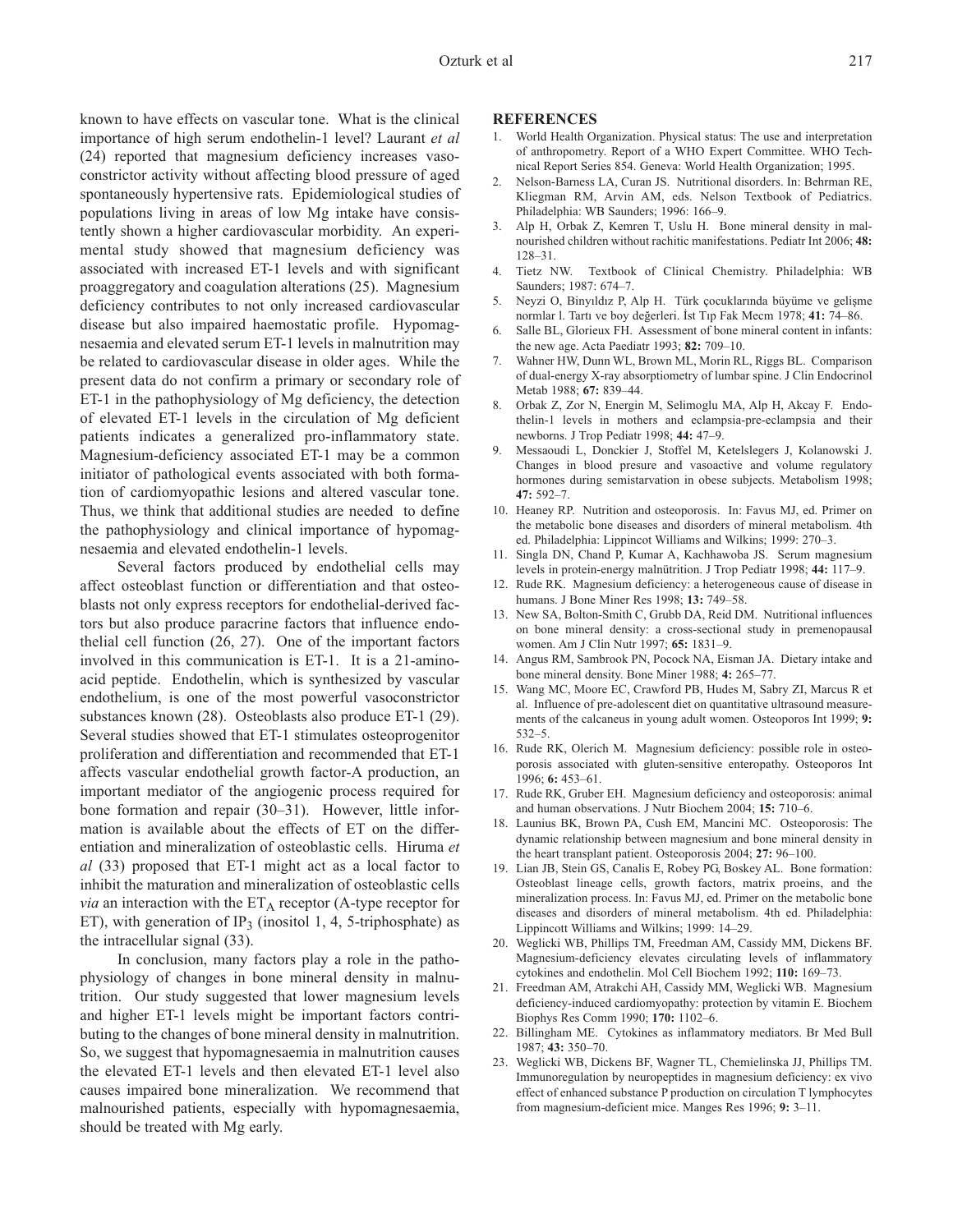known to have effects on vascular tone. What is the clinical importance of high serum endothelin-1 level? Laurant *et al* (24) reported that magnesium deficiency increases vasoconstrictor activity without affecting blood pressure of aged spontaneously hypertensive rats. Epidemiological studies of populations living in areas of low Mg intake have consistently shown a higher cardiovascular morbidity. An experimental study showed that magnesium deficiency was associated with increased ET-1 levels and with significant proaggregatory and coagulation alterations (25). Magnesium deficiency contributes to not only increased cardiovascular disease but also impaired haemostatic profile. Hypomagnesaemia and elevated serum ET-1 levels in malnutrition may be related to cardiovascular disease in older ages. While the present data do not confirm a primary or secondary role of ET-1 in the pathophysiology of Mg deficiency, the detection of elevated ET-1 levels in the circulation of Mg deficient patients indicates a generalized pro-inflammatory state. Magnesium-deficiency associated ET-1 may be a common initiator of pathological events associated with both formation of cardiomyopathic lesions and altered vascular tone. Thus, we think that additional studies are needed to define the pathophysiology and clinical importance of hypomagnesaemia and elevated endothelin-1 levels.

Several factors produced by endothelial cells may affect osteoblast function or differentiation and that osteoblasts not only express receptors for endothelial-derived factors but also produce paracrine factors that influence endothelial cell function (26, 27). One of the important factors involved in this communication is ET-1. It is a 21-amino-acid peptide. Endothelin, which is synthesized by vascular endothelium, is one of the most powerful vasoconstrictor substances known (28). Osteoblasts also produce ET-1 (29). Several studies showed that ET-1 stimulates osteoprogenitor proliferation and differentiation and recommended that ET-1 affects vascular endothelial growth factor-A production, an important mediator of the angiogenic process required for bone formation and repair (30–31). However, little information is available about the effects of ET on the differentiation and mineralization of osteoblastic cells. Hiruma *et al* (33) proposed that ET-1 might act as a local factor to inhibit the maturation and mineralization of osteoblastic cells *via* an interaction with the $ET_A$ receptor (A-type receptor for ET), with generation of $IP_3$ (inositol 1, 4, 5-triphosphate) as the intracellular signal (33).

In conclusion, many factors play a role in the pathophysiology of changes in bone mineral density in malnutrition. Our study suggested that lower magnesium levels and higher ET-1 levels might be important factors contributing to the changes of bone mineral density in malnutrition. So, we suggest that hypomagnesaemia in malnutrition causes the elevated ET-1 levels and then elevated ET-1 level also causes impaired bone mineralization. We recommend that malnourished patients, especially with hypomagnesaemia, should be treated with Mg early.

## REFERENCES

1. World Health Organization. Physical status: The use and interpretation of anthropometry. Report of a WHO Expert Committee. WHO Technical Report Series 854. Geneva: World Health Organization; 1995.
2. Nelson-Barness LA, Curan JS. Nutritional disorders. In: Behrman RE, Kliegman RM, Arvin AM, eds. Nelson Textbook of Pediatrics. Philadelphia: WB Saunders; 1996: 166–9.
3. Alp H, Orbak Z, Kemren T, Uslu H. Bone mineral density in malnourished children without rachitic manifestations. Pediatr Int 2006; **48:** 128–31.
4. Tietz NW. Textbook of Clinical Chemistry. Philadelphia: WB Saunders; 1987: 674–7.
5. Neyzi O, Binyıldız P, Alp H. Türk çocuklarında büyüme ve gelişme normlar l. Tartı ve boy değerleri. İst Tıp Fak Mecm 1978; **41:** 74–86.
6. Salle BL, Glorieux FH. Assessment of bone mineral content in infants: the new age. Acta Paediatr 1993; **82:** 709–10.
7. Wahner HW, Dunn WL, Brown ML, Morin RL, Riggs BL. Comparison of dual-energy X-ray absorptiometry of lumbar spine. J Clin Endocrinol Metab 1988; **67:** 839–44.
8. Orbak Z, Zor N, Energin M, Selimoglu MA, Alp H, Akcay F. Endothelin-1 levels in mothers and eclampsia-pre-eclampsia and their newborns. J Trop Pediatr 1998; **44:** 47–9.
9. Messaoudi L, Donckier J, Stoffel M, Ketelslegers J, Kolanowski J. Changes in blood presure and vasoactive and volume regulatory hormones during semistarvation in obese subjects. Metabolism 1998; **47:** 592–7.
10. Heaney RP. Nutrition and osteoporosis. In: Favus MJ, ed. Primer on the metabolic bone diseases and disorders of mineral metabolism. 4th ed. Philadelphia: Lippincot Williams and Wilkins; 1999: 270–3.
11. Singla DN, Chand P, Kumar A, Kachhawoba JS. Serum magnesium levels in protein-energy malnütrition. J Trop Pediatr 1998; **44:** 117–9.
12. Rude RK. Magnesium deficiency: a heterogeneous cause of disease in humans. J Bone Miner Res 1998; **13:** 749–58.
13. New SA, Bolton-Smith C, Grubb DA, Reid DM. Nutritional influences on bone mineral density: a cross-sectional study in premenopausal women. Am J Clin Nutr 1997; **65:** 1831–9.
14. Angus RM, Sambrook PN, Pocock NA, Eisman JA. Dietary intake and bone mineral density. Bone Miner 1988; **4:** 265–77.
15. Wang MC, Moore EC, Crawford PB, Hudes M, Sabry ZI, Marcus R et al. Influence of pre-adolescent diet on quantitative ultrasound measurements of the calcaneus in young adult women. Osteoporos Int 1999; **9:** 532–5.
16. Rude RK, Olerich M. Magnesium deficiency: possible role in osteoporosis associated with gluten-sensitive enteropathy. Osteoporos Int 1996; **6:** 453–61.
17. Rude RK, Gruber EH. Magnesium deficiency and osteoporosis: animal and human observations. J Nutr Biochem 2004; **15:** 710–6.
18. Launius BK, Brown PA, Cush EM, Mancini MC. Osteoporosis: The dynamic relationship between magnesium and bone mineral density in the heart transplant patient. Osteoporosis 2004; **27:** 96–100.
19. Lian JB, Stein GS, Canalis E, Robey PG, Boskey AL. Bone formation: Osteoblast lineage cells, growth factors, matrix proeins, and the mineralization process. In: Favus MJ, ed. Primer on the metabolic bone diseases and disorders of mineral metabolism. 4th ed. Philadelphia: Lippincott Williams and Wilkins; 1999: 14–29.
20. Weglicki WB, Phillips TM, Freedman AM, Cassidy MM, Dickens BF. Magnesium-deficiency elevates circulating levels of inflammatory cytokines and endothelin. Mol Cell Biochem 1992; **110:** 169–73.
21. Freedman AM, Atrakchi AH, Cassidy MM, Weglicki WB. Magnesium deficiency-induced cardiomyopathy: protection by vitamin E. Biochem Biophys Res Comm 1990; **170:** 1102–6.
22. Billingham ME. Cytokines as inflammatory mediators. Br Med Bull 1987; **43:** 350–70.
23. Weglicki WB, Dickens BF, Wagner TL, Chemielinska JJ, Phillips TM. Immunoregulation by neuropeptides in magnesium deficiency: ex vivo effect of enhanced substance P production on circulation T lymphocytes from magnesium-deficient mice. Manges Res 1996; **9:** 3–11.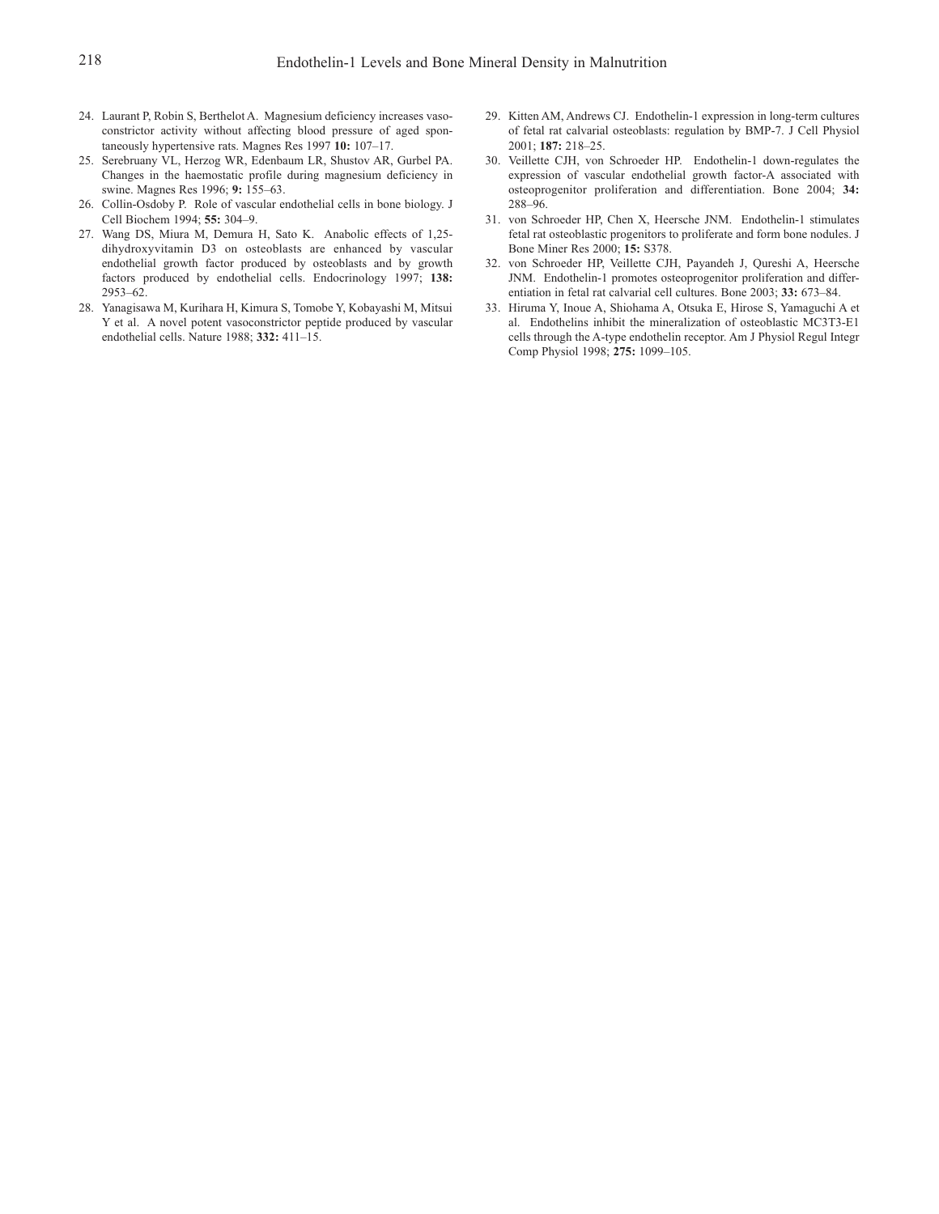24. Laurant P, Robin S, Berthelot A. Magnesium deficiency increases vasoconstrictor activity without affecting blood pressure of aged spontaneously hypertensive rats. Magnes Res 1997 **10:** 107–17.
25. Serebruany VL, Herzog WR, Edenbaum LR, Shustov AR, Gurbel PA. Changes in the haemostatic profile during magnesium deficiency in swine. Magnes Res 1996; **9:** 155–63.
26. Collin-Osdoby P. Role of vascular endothelial cells in bone biology. J Cell Biochem 1994; **55:** 304–9.
27. Wang DS, Miura M, Demura H, Sato K. Anabolic effects of 1,25-dihydroxyvitamin D3 on osteoblasts are enhanced by vascular endothelial growth factor produced by osteoblasts and by growth factors produced by endothelial cells. Endocrinology 1997; **138:** 2953–62.
28. Yanagisawa M, Kurihara H, Kimura S, Tomobe Y, Kobayashi M, Mitsui Y et al. A novel potent vasoconstrictor peptide produced by vascular endothelial cells. Nature 1988; **332:** 411–15.
29. Kitten AM, Andrews CJ. Endothelin-1 expression in long-term cultures of fetal rat calvarial osteoblasts: regulation by BMP-7. J Cell Physiol 2001; **187:** 218–25.
30. Veillette CJH, von Schroeder HP. Endothelin-1 down-regulates the expression of vascular endothelial growth factor-A associated with osteoprogenitor proliferation and differentiation. Bone 2004; **34:** 288–96.
31. von Schroeder HP, Chen X, Heersche JNM. Endothelin-1 stimulates fetal rat osteoblastic progenitors to proliferate and form bone nodules. J Bone Miner Res 2000; **15:** S378.
32. von Schroeder HP, Veillette CJH, Payandeh J, Qureshi A, Heersche JNM. Endothelin-1 promotes osteoprogenitor proliferation and differentiation in fetal rat calvarial cell cultures. Bone 2003; **33:** 673–84.
33. Hiruma Y, Inoue A, Shiohama A, Otsuka E, Hirose S, Yamaguchi A et al. Endothelins inhibit the mineralization of osteoblastic MC3T3-E1 cells through the A-type endothelin receptor. Am J Physiol Regul Integr Comp Physiol 1998; **275:** 1099–105.